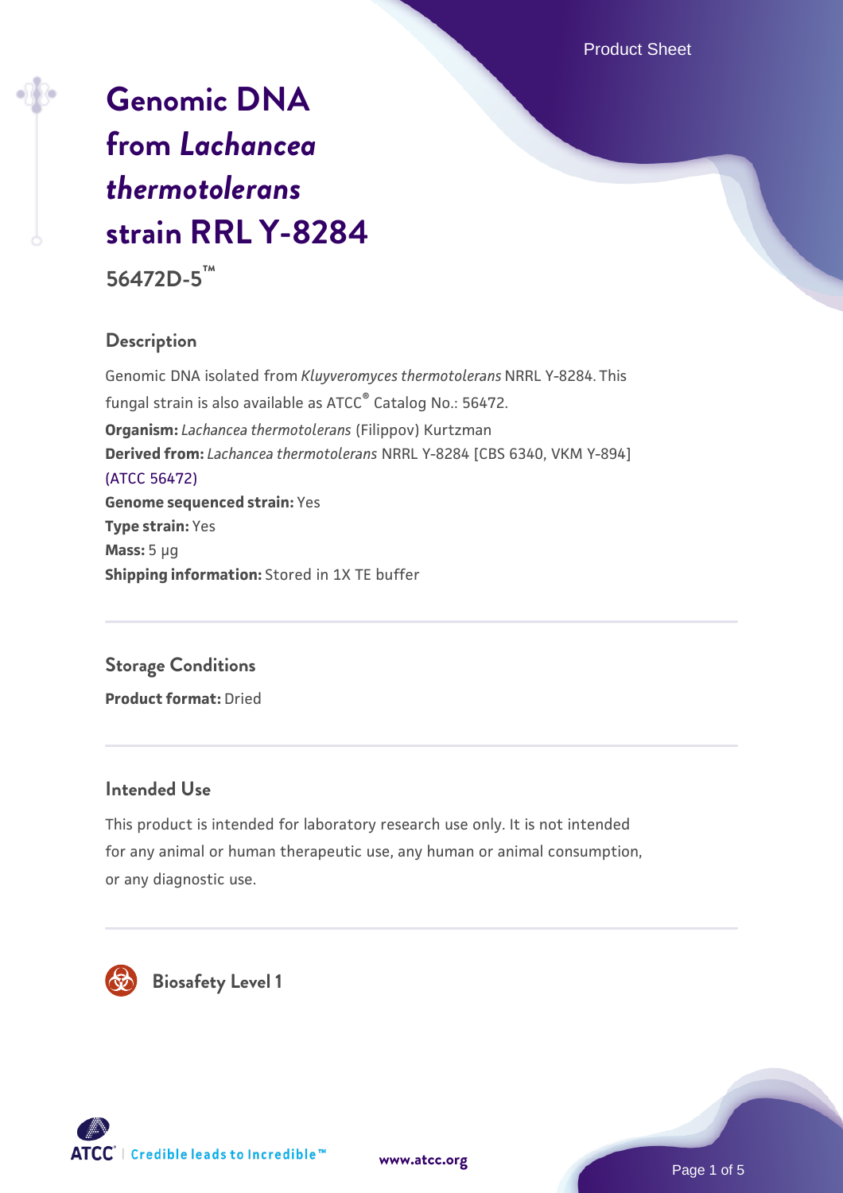Product Sheet

# Genomic DNA from *Lachancea thermotolerans* strain RRL Y-8284

**56472D-5™**

## Description

Genomic DNA isolated from *Kluyveromyces thermotolerans* NRRL Y-8284. This fungal strain is also available as ATCC® Catalog No.: 56472.

**Organism:** *Lachancea thermotolerans* (Filippov) Kurtzman
**Derived from:** *Lachancea thermotolerans* NRRL Y-8284 [CBS 6340, VKM Y-894] (ATCC 56472)
**Genome sequenced strain:** Yes
**Type strain:** Yes
**Mass:** 5 µg
**Shipping information:** Stored in 1X TE buffer

## Storage Conditions

**Product format:** Dried

## Intended Use

This product is intended for laboratory research use only. It is not intended for any animal or human therapeutic use, any human or animal consumption, or any diagnostic use.

## Biosafety Level 1

ATCC | Credible leads to Incredible™

www.atcc.org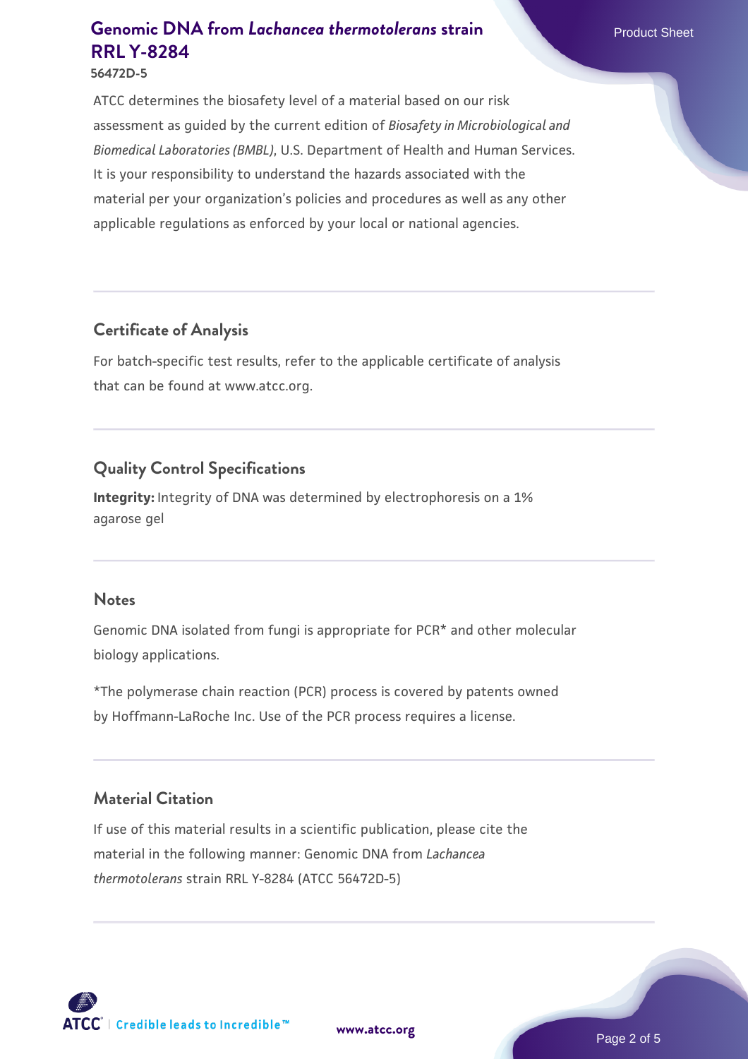ATCC determines the biosafety level of a material based on our risk assessment as guided by the current edition of *Biosafety in Microbiological and Biomedical Laboratories (BMBL)*, U.S. Department of Health and Human Services. It is your responsibility to understand the hazards associated with the material per your organization's policies and procedures as well as any other applicable regulations as enforced by your local or national agencies.

## Certificate of Analysis

For batch-specific test results, refer to the applicable certificate of analysis that can be found at www.atcc.org.

## Quality Control Specifications

**Integrity:** Integrity of DNA was determined by electrophoresis on a 1% agarose gel

## Notes

Genomic DNA isolated from fungi is appropriate for PCR* and other molecular biology applications.

*The polymerase chain reaction (PCR) process is covered by patents owned by Hoffmann-LaRoche Inc. Use of the PCR process requires a license.

## Material Citation

If use of this material results in a scientific publication, please cite the material in the following manner: Genomic DNA from *Lachancea thermotolerans* strain RRL Y-8284 (ATCC 56472D-5)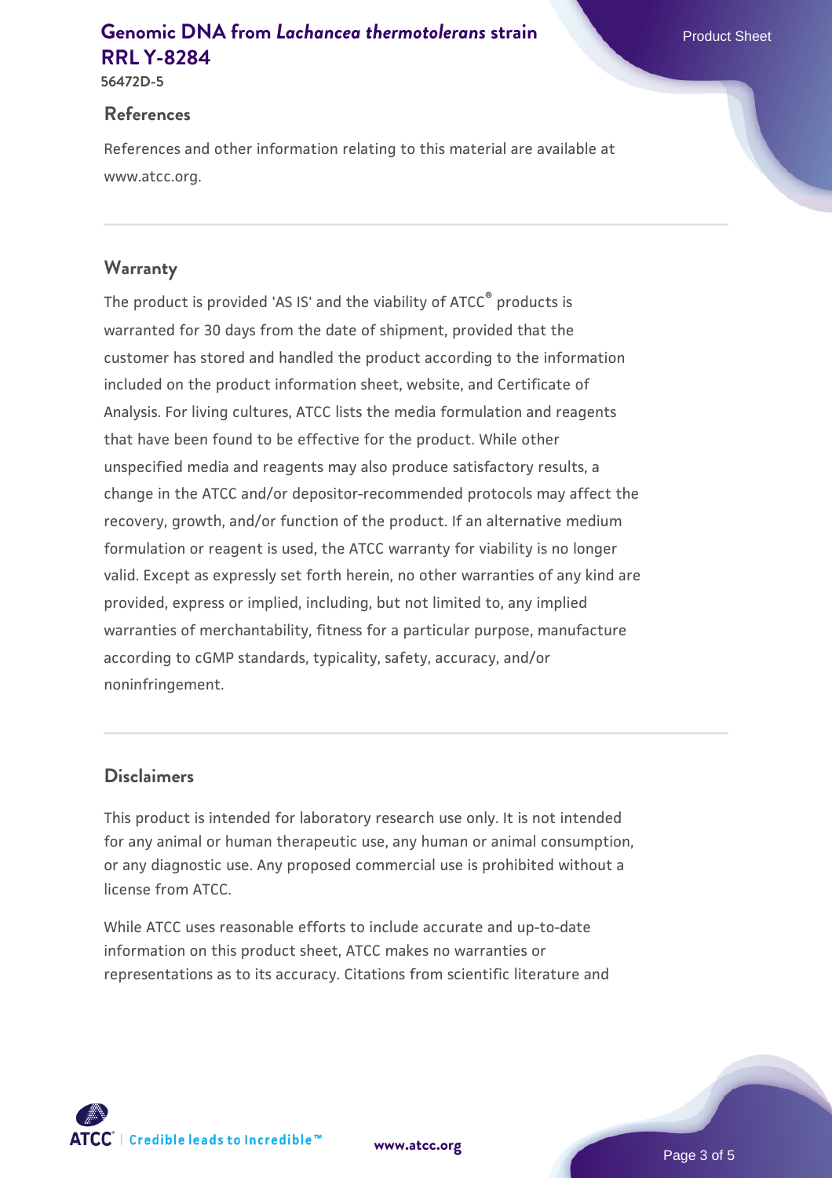## References

References and other information relating to this material are available at www.atcc.org.

## Warranty

The product is provided 'AS IS' and the viability of ATCC® products is warranted for 30 days from the date of shipment, provided that the customer has stored and handled the product according to the information included on the product information sheet, website, and Certificate of Analysis. For living cultures, ATCC lists the media formulation and reagents that have been found to be effective for the product. While other unspecified media and reagents may also produce satisfactory results, a change in the ATCC and/or depositor-recommended protocols may affect the recovery, growth, and/or function of the product. If an alternative medium formulation or reagent is used, the ATCC warranty for viability is no longer valid. Except as expressly set forth herein, no other warranties of any kind are provided, express or implied, including, but not limited to, any implied warranties of merchantability, fitness for a particular purpose, manufacture according to cGMP standards, typicality, safety, accuracy, and/or noninfringement.

## Disclaimers

This product is intended for laboratory research use only. It is not intended for any animal or human therapeutic use, any human or animal consumption, or any diagnostic use. Any proposed commercial use is prohibited without a license from ATCC.

While ATCC uses reasonable efforts to include accurate and up-to-date information on this product sheet, ATCC makes no warranties or representations as to its accuracy. Citations from scientific literature and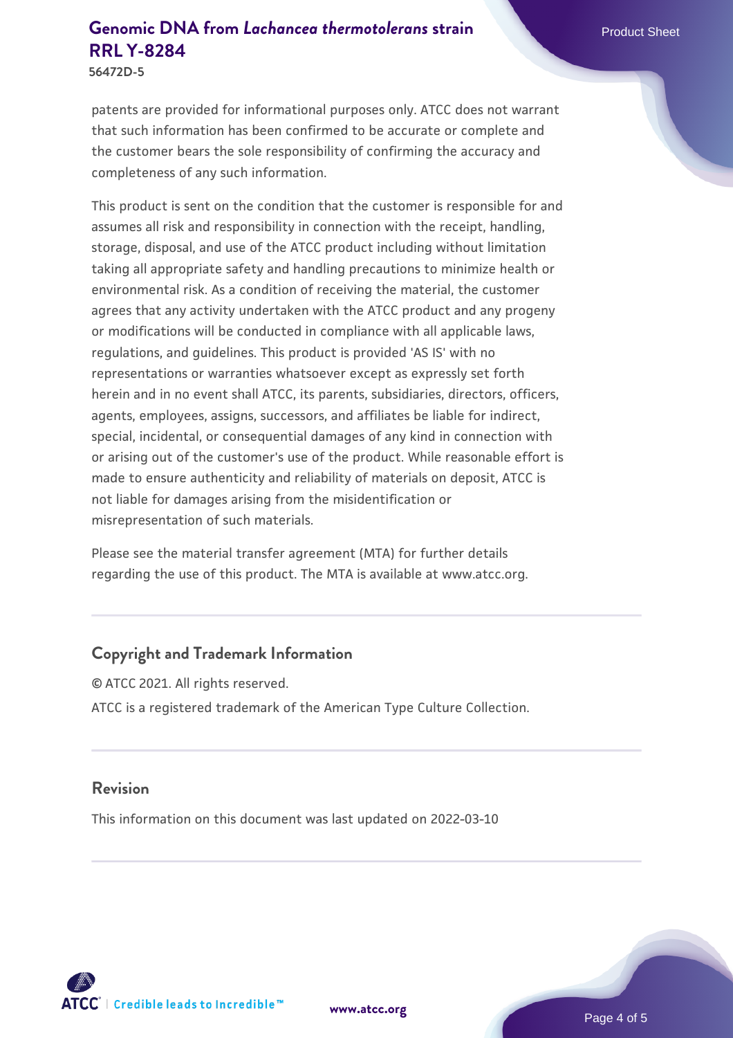patents are provided for informational purposes only. ATCC does not warrant that such information has been confirmed to be accurate or complete and the customer bears the sole responsibility of confirming the accuracy and completeness of any such information.

This product is sent on the condition that the customer is responsible for and assumes all risk and responsibility in connection with the receipt, handling, storage, disposal, and use of the ATCC product including without limitation taking all appropriate safety and handling precautions to minimize health or environmental risk. As a condition of receiving the material, the customer agrees that any activity undertaken with the ATCC product and any progeny or modifications will be conducted in compliance with all applicable laws, regulations, and guidelines. This product is provided 'AS IS' with no representations or warranties whatsoever except as expressly set forth herein and in no event shall ATCC, its parents, subsidiaries, directors, officers, agents, employees, assigns, successors, and affiliates be liable for indirect, special, incidental, or consequential damages of any kind in connection with or arising out of the customer's use of the product. While reasonable effort is made to ensure authenticity and reliability of materials on deposit, ATCC is not liable for damages arising from the misidentification or misrepresentation of such materials.

Please see the material transfer agreement (MTA) for further details regarding the use of this product. The MTA is available at www.atcc.org.

## Copyright and Trademark Information

© ATCC 2021. All rights reserved.

ATCC is a registered trademark of the American Type Culture Collection.

## Revision

This information on this document was last updated on 2022-03-10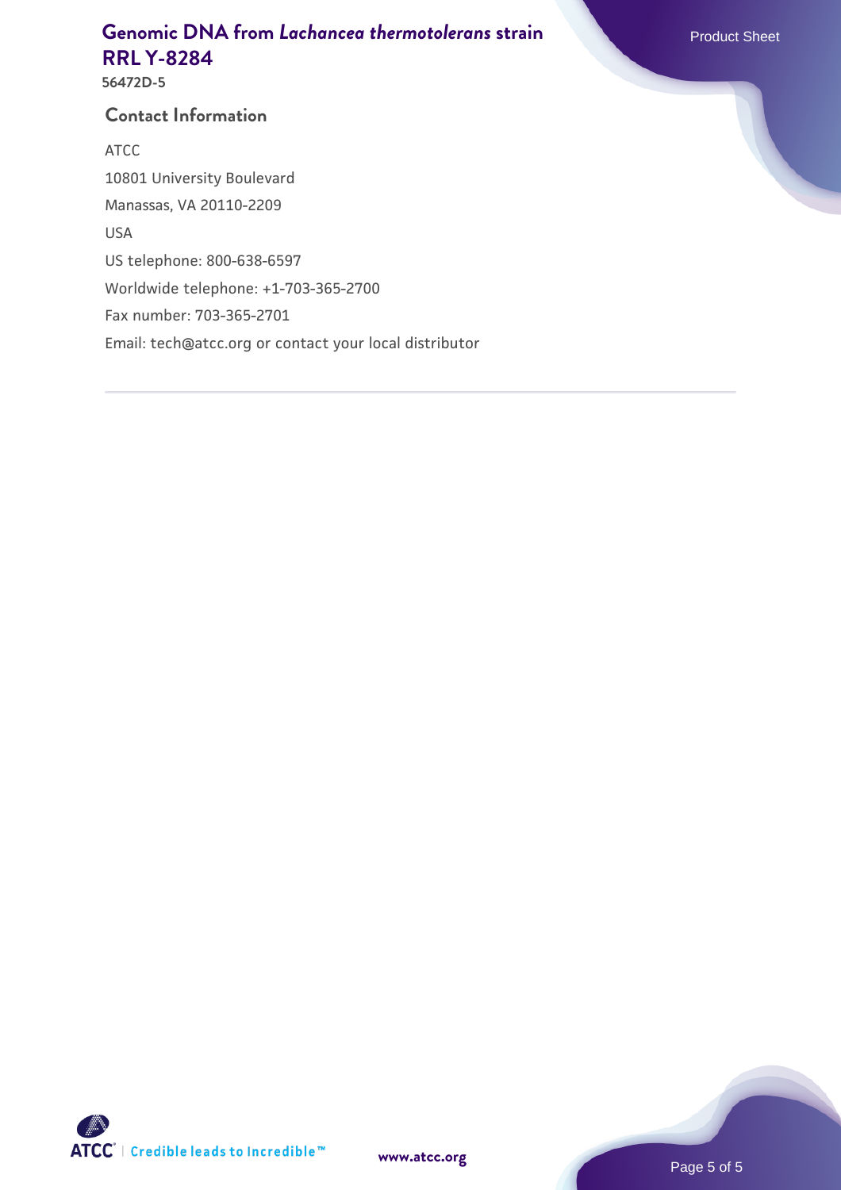## Contact Information

ATCC

10801 University Boulevard

Manassas, VA 20110-2209

USA

US telephone: 800-638-6597

Worldwide telephone: +1-703-365-2700

Fax number: 703-365-2701

Email: tech@atcc.org or contact your local distributor